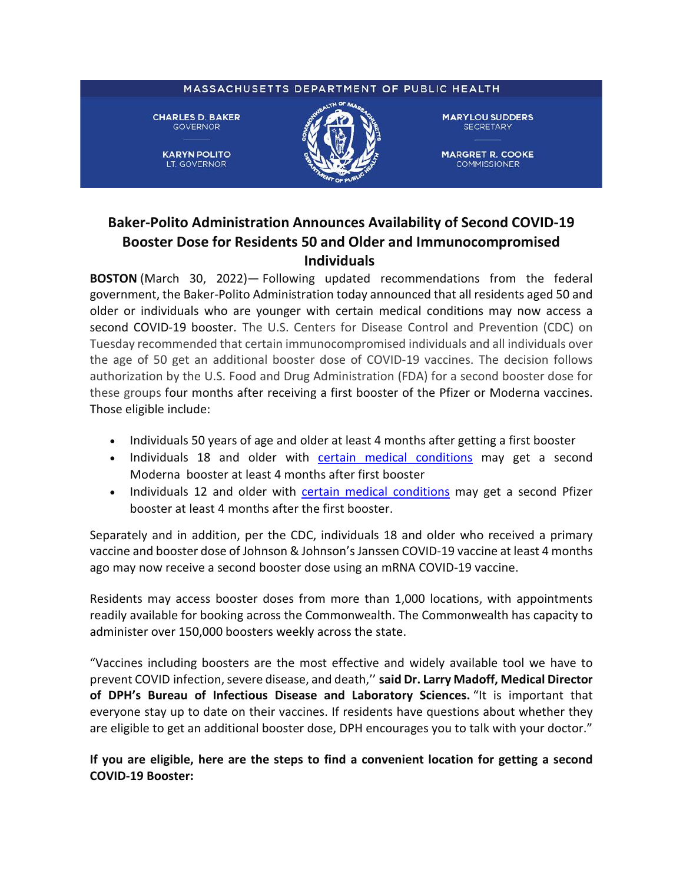MASSACHUSETTS DEPARTMENT OF PUBLIC HEALTH

**CHARLES D. BAKER**
GOVERNOR

**KARYN POLITO**
LT. GOVERNOR

**MARYLOU SUDDERS**
SECRETARY

**MARGRET R. COOKE**
COMMISSIONER

# Baker-Polito Administration Announces Availability of Second COVID-19 Booster Dose for Residents 50 and Older and Immunocompromised Individuals

**BOSTON** (March 30, 2022)— Following updated recommendations from the federal government, the Baker-Polito Administration today announced that all residents aged 50 and older or individuals who are younger with certain medical conditions may now access a second COVID-19 booster. The U.S. Centers for Disease Control and Prevention (CDC) on Tuesday recommended that certain immunocompromised individuals and all individuals over the age of 50 get an additional booster dose of COVID-19 vaccines. The decision follows authorization by the U.S. Food and Drug Administration (FDA) for a second booster dose for these groups four months after receiving a first booster of the Pfizer or Moderna vaccines. Those eligible include:

- Individuals 50 years of age and older at least 4 months after getting a first booster
- Individuals 18 and older with [certain medical conditions]() may get a second Moderna booster at least 4 months after first booster
- Individuals 12 and older with [certain medical conditions]() may get a second Pfizer booster at least 4 months after the first booster.

Separately and in addition, per the CDC, individuals 18 and older who received a primary vaccine and booster dose of Johnson & Johnson's Janssen COVID-19 vaccine at least 4 months ago may now receive a second booster dose using an mRNA COVID-19 vaccine.

Residents may access booster doses from more than 1,000 locations, with appointments readily available for booking across the Commonwealth. The Commonwealth has capacity to administer over 150,000 boosters weekly across the state.

"Vaccines including boosters are the most effective and widely available tool we have to prevent COVID infection, severe disease, and death,'' **said Dr. Larry Madoff, Medical Director of DPH's Bureau of Infectious Disease and Laboratory Sciences.** "It is important that everyone stay up to date on their vaccines. If residents have questions about whether they are eligible to get an additional booster dose, DPH encourages you to talk with your doctor."

**If you are eligible, here are the steps to find a convenient location for getting a second COVID-19 Booster:**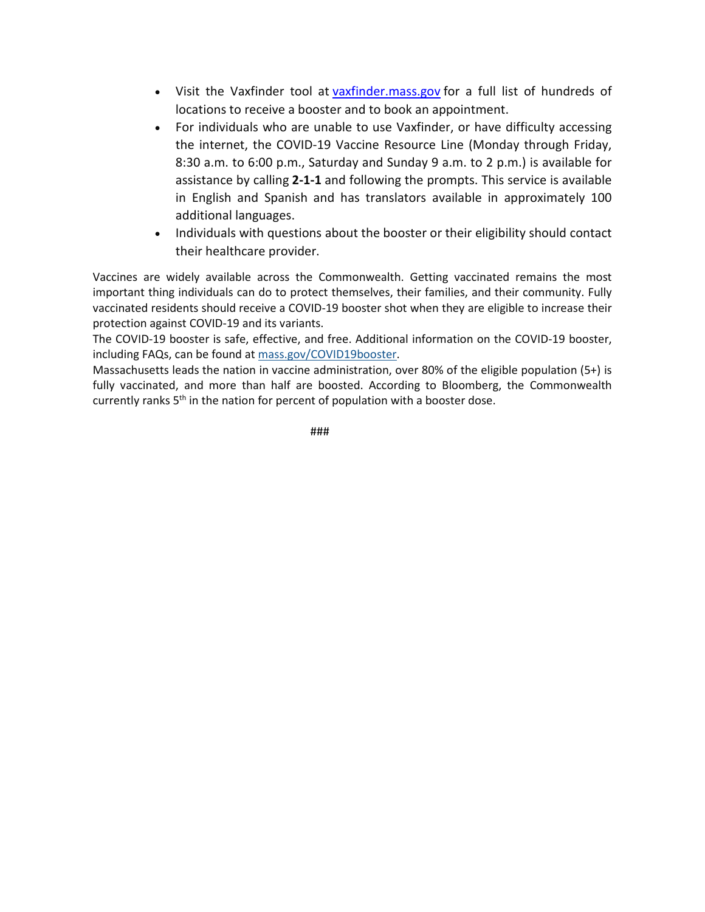- Visit the Vaxfinder tool at [vaxfinder.mass.gov](vaxfinder.mass.gov) for a full list of hundreds of locations to receive a booster and to book an appointment.
- For individuals who are unable to use Vaxfinder, or have difficulty accessing the internet, the COVID-19 Vaccine Resource Line (Monday through Friday, 8:30 a.m. to 6:00 p.m., Saturday and Sunday 9 a.m. to 2 p.m.) is available for assistance by calling **2-1-1** and following the prompts. This service is available in English and Spanish and has translators available in approximately 100 additional languages.
- Individuals with questions about the booster or their eligibility should contact their healthcare provider.

Vaccines are widely available across the Commonwealth. Getting vaccinated remains the most important thing individuals can do to protect themselves, their families, and their community. Fully vaccinated residents should receive a COVID-19 booster shot when they are eligible to increase their protection against COVID-19 and its variants.

The COVID-19 booster is safe, effective, and free. Additional information on the COVID-19 booster, including FAQs, can be found at [mass.gov/COVID19booster](mass.gov/COVID19booster).

Massachusetts leads the nation in vaccine administration, over 80% of the eligible population (5+) is fully vaccinated, and more than half are boosted. According to Bloomberg, the Commonwealth currently ranks 5th in the nation for percent of population with a booster dose.

###